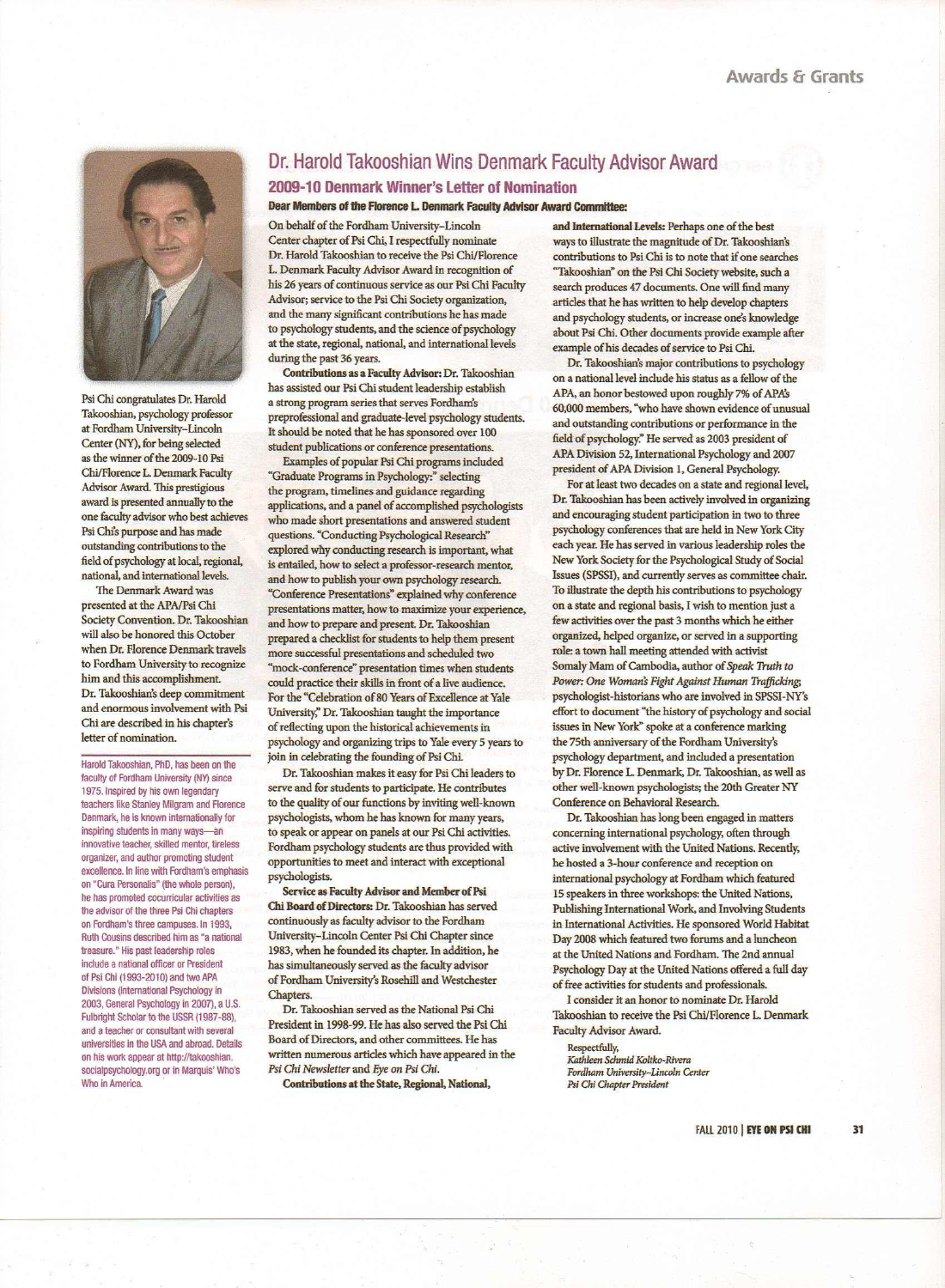# Dr. Harold Takooshian Wins Denmark Faculty Advisor Award

Psi Chi congratulates Dr. Harold Takooshian, psychology professor at Fordham University–Lincoln Center (NY), for being selected as the winner of the 2009-10 Psi Chi/Florence L. Denmark Faculty Advisor Award. This prestigious award is presented annually to the one faculty advisor who best achieves Psi Chi's purpose and has made outstanding contributions to the field of psychology at local, regional, national, and international levels.

The Denmark Award was presented at the APA/Psi Chi Society Convention. Dr. Takooshian will also be honored this October when Dr. Florence Denmark travels to Fordham University to recognize him and this accomplishment. Dr. Takooshian's deep commitment and enormous involvement with Psi Chi are described in his chapter's letter of nomination.

Harold Takooshian, PhD, has been on the faculty of Fordham University (NY) since 1975. Inspired by his own legendary teachers like Stanley Milgram and Florence Denmark, he is known internationally for inspiring students in many ways—an innovative teacher, skilled mentor, tireless organizer, and author promoting student excellence. In line with Fordham's emphasis on "Cura Personalis" (the whole person), he has promoted cocurricular activities as the advisor of the three Psi Chi chapters on Fordham's three campuses. In 1993, Ruth Cousins described him as "a national treasure." His past leadership roles include a national officer or President of Psi Chi (1993-2010) and two APA Divisions (International Psychology in 2003, General Psychology in 2007), a U.S. Fulbright Scholar to the USSR (1987-88), and a teacher or consultant with several universities in the USA and abroad. Details on his work appear at http://takooshian.socialpsychology.org or in Marquis' Who's Who in America.

## 2009-10 Denmark Winner's Letter of Nomination

**Dear Members of the Florence L. Denmark Faculty Advisor Award Committee:**

On behalf of the Fordham University–Lincoln Center chapter of Psi Chi, I respectfully nominate Dr. Harold Takooshian to receive the Psi Chi/Florence L. Denmark Faculty Advisor Award in recognition of his 26 years of continuous service as our Psi Chi Faculty Advisor; service to the Psi Chi Society organization, and the many significant contributions he has made to psychology students, and the science of psychology at the state, regional, national, and international levels during the past 36 years.

**Contributions as a Faculty Advisor:** Dr. Takooshian has assisted our Psi Chi student leadership establish a strong program series that serves Fordham's preprofessional and graduate-level psychology students. It should be noted that he has sponsored over 100 student publications or conference presentations.

Examples of popular Psi Chi programs included "Graduate Programs in Psychology:" selecting the program, timelines and guidance regarding applications, and a panel of accomplished psychologists who made short presentations and answered student questions. "Conducting Psychological Research" explored why conducting research is important, what is entailed, how to select a professor-research mentor, and how to publish your own psychology research. "Conference Presentations" explained why conference presentations matter, how to maximize your experience, and how to prepare and present. Dr. Takooshian prepared a checklist for students to help them present more successful presentations and scheduled two "mock-conference" presentation times when students could practice their skills in front of a live audience. For the "Celebration of 80 Years of Excellence at Yale University," Dr. Takooshian taught the importance of reflecting upon the historical achievements in psychology and organizing trips to Yale every 5 years to join in celebrating the founding of Psi Chi.

Dr. Takooshian makes it easy for Psi Chi leaders to serve and for students to participate. He contributes to the quality of our functions by inviting well-known psychologists, whom he has known for many years, to speak or appear on panels at our Psi Chi activities. Fordham psychology students are thus provided with opportunities to meet and interact with exceptional psychologists.

**Service as Faculty Advisor and Member of Psi Chi Board of Directors:** Dr. Takooshian has served continuously as faculty advisor to the Fordham University–Lincoln Center Psi Chi Chapter since 1983, when he founded its chapter. In addition, he has simultaneously served as the faculty advisor of Fordham University's Rosehill and Westchester Chapters.

Dr. Takooshian served as the National Psi Chi President in 1998-99. He has also served the Psi Chi Board of Directors, and other committees. He has written numerous articles which have appeared in the *Psi Chi Newsletter* and *Eye on Psi Chi*.

**Contributions at the State, Regional, National, and International Levels:** Perhaps one of the best ways to illustrate the magnitude of Dr. Takooshian's contributions to Psi Chi is to note that if one searches "Takooshian" on the Psi Chi Society website, such a search produces 47 documents. One will find many articles that he has written to help develop chapters and psychology students, or increase one's knowledge about Psi Chi. Other documents provide example after example of his decades of service to Psi Chi.

Dr. Takooshian's major contributions to psychology on a national level include his status as a fellow of the APA, an honor bestowed upon roughly 7% of APA's 60,000 members, "who have shown evidence of unusual and outstanding contributions or performance in the field of psychology." He served as 2003 president of APA Division 52, International Psychology and 2007 president of APA Division 1, General Psychology.

For at least two decades on a state and regional level, Dr. Takooshian has been actively involved in organizing and encouraging student participation in two to three psychology conferences that are held in New York City each year. He has served in various leadership roles the New York Society for the Psychological Study of Social Issues (SPSSI), and currently serves as committee chair. To illustrate the depth his contributions to psychology on a state and regional basis, I wish to mention just a few activities over the past 3 months which he either organized, helped organize, or served in a supporting role: a town hall meeting attended with activist Somaly Mam of Cambodia, author of *Speak Truth to Power: One Woman's Fight Against Human Trafficking*; psychologist-historians who are involved in SPSSI-NY's effort to document "the history of psychology and social issues in New York" spoke at a conference marking the 75th anniversary of the Fordham University's psychology department, and included a presentation by Dr. Florence L. Denmark, Dr. Takooshian, as well as other well-known psychologists; the 20th Greater NY Conference on Behavioral Research.

Dr. Takooshian has long been engaged in matters concerning international psychology, often through active involvement with the United Nations. Recently, he hosted a 3-hour conference and reception on international psychology at Fordham which featured 15 speakers in three workshops: the United Nations, Publishing International Work, and Involving Students in International Activities. He sponsored World Habitat Day 2008 which featured two forums and a luncheon at the United Nations and Fordham. The 2nd annual Psychology Day at the United Nations offered a full day of free activities for students and professionals.

I consider it an honor to nominate Dr. Harold Takooshian to receive the Psi Chi/Florence L. Denmark Faculty Advisor Award.

Respectfully,  
*Kathleen Schmid Koltko-Rivera*  
*Fordham University–Lincoln Center*  
*Psi Chi Chapter President*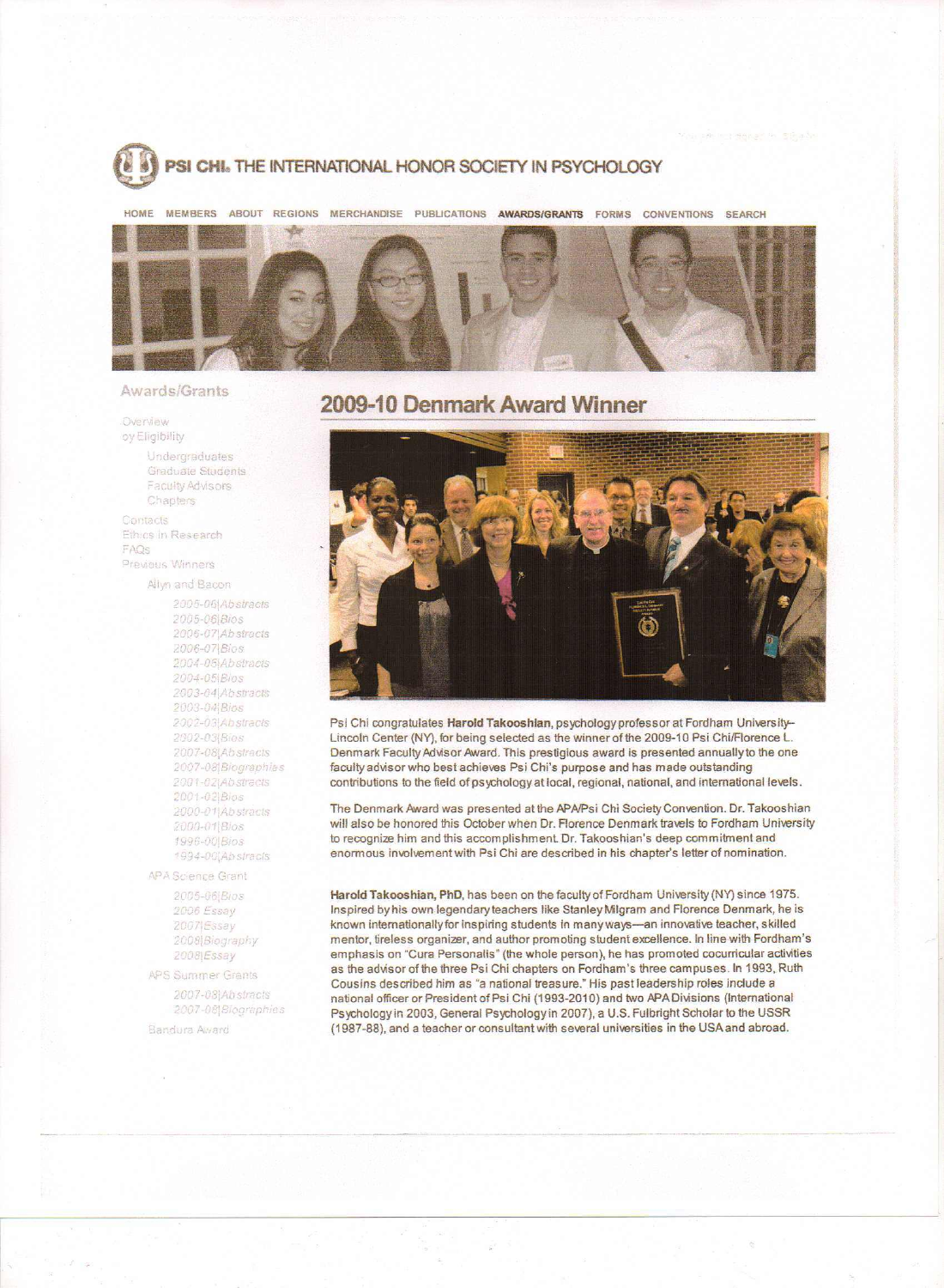# PSI CHI. THE INTERNATIONAL HONOR SOCIETY IN PSYCHOLOGY

HOME MEMBERS ABOUT REGIONS MERCHANDISE PUBLICATIONS AWARDS/GRANTS FORMS CONVENTIONS SEARCH

### Awards/Grants

- Overview
- by Eligibility
  - Undergraduates
  - Graduate Students
  - Faculty Advisors
  - Chapters
- Contacts
- Ethics in Research
- FAQs
- Previous Winners
  - Allyn and Bacon
    - 2005-06|Abstracts
    - 2005-06|Bios
    - 2006-07|Abstracts
    - 2006-07|Bios
    - 2004-05|Abstracts
    - 2004-05|Bios
    - 2003-04|Abstracts
    - 2003-04|Bios
    - 2002-03|Abstracts
    - 2002-03|Bios
    - 2007-08|Abstracts
    - 2007-08|Biographies
    - 2001-02|Abstracts
    - 2001-02|Bios
    - 2000-01|Abstracts
    - 2000-01|Bios
    - 1996-00|Bios
    - 1994-00|Abstracts
  - APA Science Grant
    - 2005-06|Bios
    - 2006 Essay
    - 2007|Essay
    - 2008|Biography
    - 2008|Essay
  - APS Summer Grants
    - 2007-08|Abstracts
    - 2007-08|Biographies
  - Bandura Award

## 2009-10 Denmark Award Winner

Psi Chi congratulates **Harold Takooshian**, psychology professor at Fordham University–Lincoln Center (NY), for being selected as the winner of the 2009-10 Psi Chi/Florence L. Denmark Faculty Advisor Award. This prestigious award is presented annually to the one faculty advisor who best achieves Psi Chi's purpose and has made outstanding contributions to the field of psychology at local, regional, national, and international levels.

The Denmark Award was presented at the APA/Psi Chi Society Convention. Dr. Takooshian will also be honored this October when Dr. Florence Denmark travels to Fordham University to recognize him and this accomplishment. Dr. Takooshian's deep commitment and enormous involvement with Psi Chi are described in his chapter's letter of nomination.

**Harold Takooshian, PhD**, has been on the faculty of Fordham University (NY) since 1975. Inspired by his own legendary teachers like Stanley Milgram and Florence Denmark, he is known internationally for inspiring students in many ways—an innovative teacher, skilled mentor, tireless organizer, and author promoting student excellence. In line with Fordham's emphasis on "Cura Personalis" (the whole person), he has promoted cocurricular activities as the advisor of the three Psi Chi chapters on Fordham's three campuses. In 1993, Ruth Cousins described him as "a national treasure." His past leadership roles include a national officer or President of Psi Chi (1993-2010) and two APA Divisions (International Psychology in 2003, General Psychology in 2007), a U.S. Fulbright Scholar to the USSR (1987-88), and a teacher or consultant with several universities in the USA and abroad.